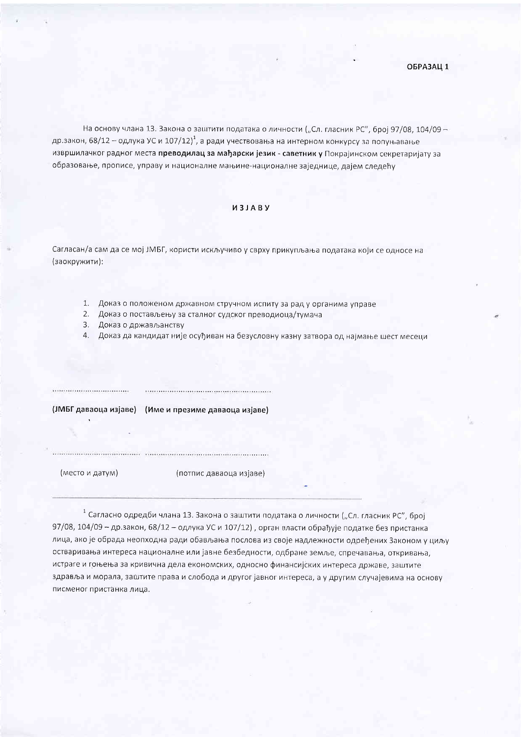**ОБРАЗАЦ 1**

На основу члана 13. Закона о заштити података о личности („Сл. гласник РС", број 97/08, 104/09 – др.закон, 68/12 – одлука УС и 107/12)[1], а ради учествовања на интерном конкурсу за попуњавање извршилачког радног места **преводилац за мађарски језик - саветник у** Покрајинском секретаријату за образовање, прописе, управу и националне мањине-националне заједнице, дајем следећу

**ИЗЈАВУ**

Сагласан/а сам да се мој ЈМБГ, користи искључиво у сврху прикупљања података који се односе на (заокружити):

1. Доказ о положеном државном стручном испиту за рад у органима управе
2. Доказ о постављењу за сталног судског преводиоца/тумача
3. Доказ о држављанству
4. Доказ да кандидат није осуђиван на безусловну казну затвора од најмање шест месеци

................................ ....................................................

**(ЈМБГ даваоца изјаве) (Име и презиме даваоца изјаве)**

................................ ....................................................

(место и датум) (потпис даваоца изјаве)

---

[1] Сагласно одредби члана 13. Закона о заштити података о личности („Сл. гласник РС", број 97/08, 104/09 – др.закон, 68/12 – одлука УС и 107/12) , орган власти обрађује податке без пристанка лица, ако је обрада неопходна ради обављања послова из своје надлежности одређених Законом у циљу остваривања интереса националне или јавне безбедности, одбране земље, спречавања, откривања, истраге и гоњења за кривична дела економских, односно финансијских интереса државе, заштите здравља и морала, заштите права и слобода и другог јавног интереса, а у другим случајевима на основу писменог пристанка лица.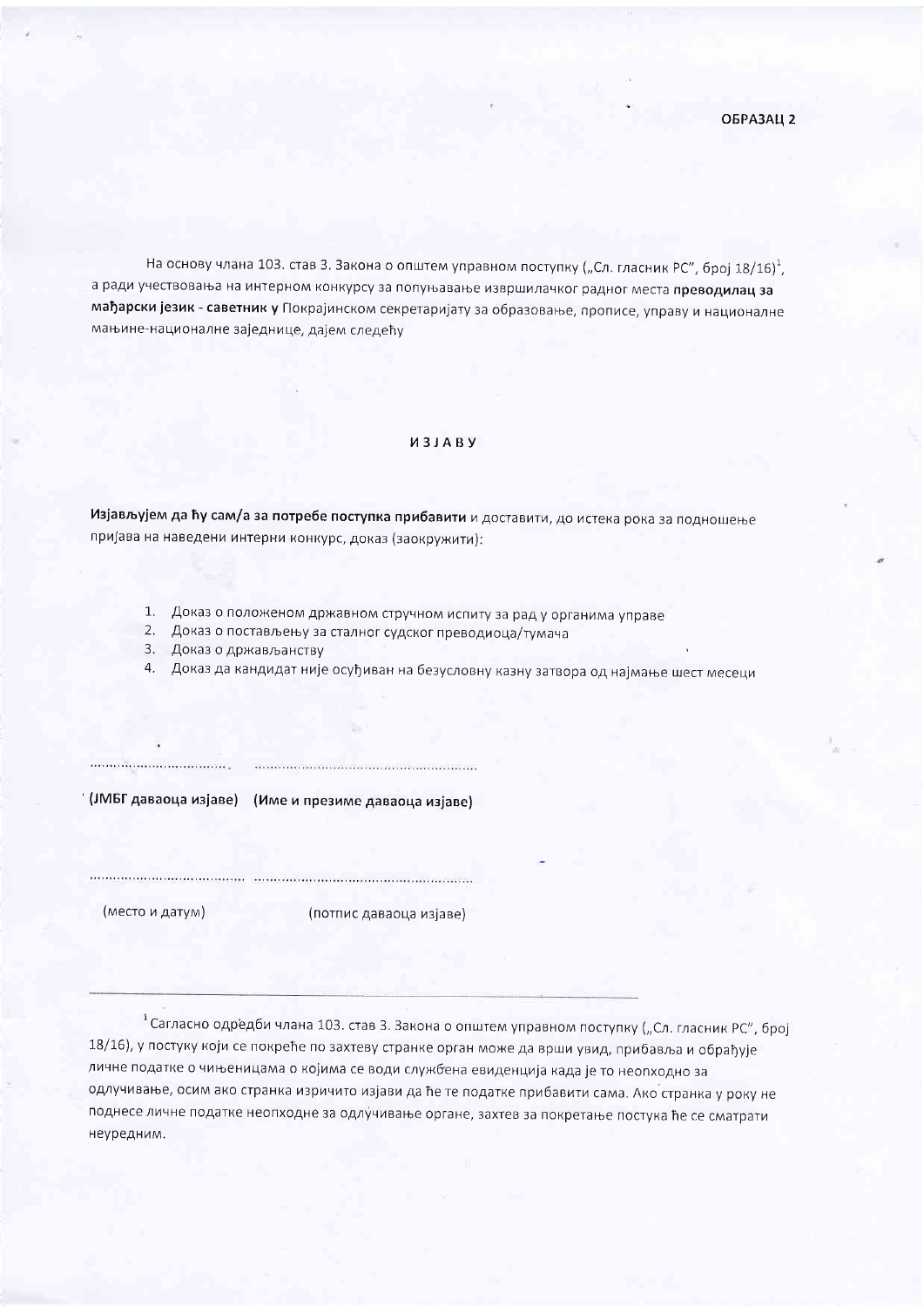**ОБРАЗАЦ 2**

На основу члана 103. став 3. Закона о општем управном поступку („Сл. гласник РС", број 18/16)[1], а ради учествовања на интерном конкурсу за попуњавање извршилачког радног места **преводилац за мађарски језик - саветник у** Покрајинском секретаријату за образовање, прописе, управу и националне мањине-националне заједнице, дајем следећу

**ИЗЈАВУ**

**Изјављујем да ћу сам/а за потребе поступка прибавити** и доставити, до истека рока за подношење пријава на наведени интерни конкурс, доказ (заокружити):

1. Доказ о положеном државном стручном испиту за рад у органима управе
2. Доказ о постављењу за сталног судског преводиоца/тумача
3. Доказ о држављанству
4. Доказ да кандидат није осуђиван на безусловну казну затвора од најмање шест месеци

.................................. ........................................................

**(ЈМБГ даваоца изјаве) (Име и презиме даваоца изјаве)**

.................................. ........................................................

(место и датум) (потпис даваоца изјаве)

---

[1] Сагласно одредби члана 103. став 3. Закона о општем управном поступку („Сл. гласник РС", број 18/16), у постуку који се покреће по захтеву странке орган може да врши увид, прибавља и обрађује личне податке о чињеницама о којима се води службена евиденција када је то неопходно за одлучивање, осим ако странка изричито изјави да ће те податке прибавити сама. Ако странка у року не поднесе личне податке неопходне за одлучивање органе, захтев за покретање постука ће се сматрати неуредним.